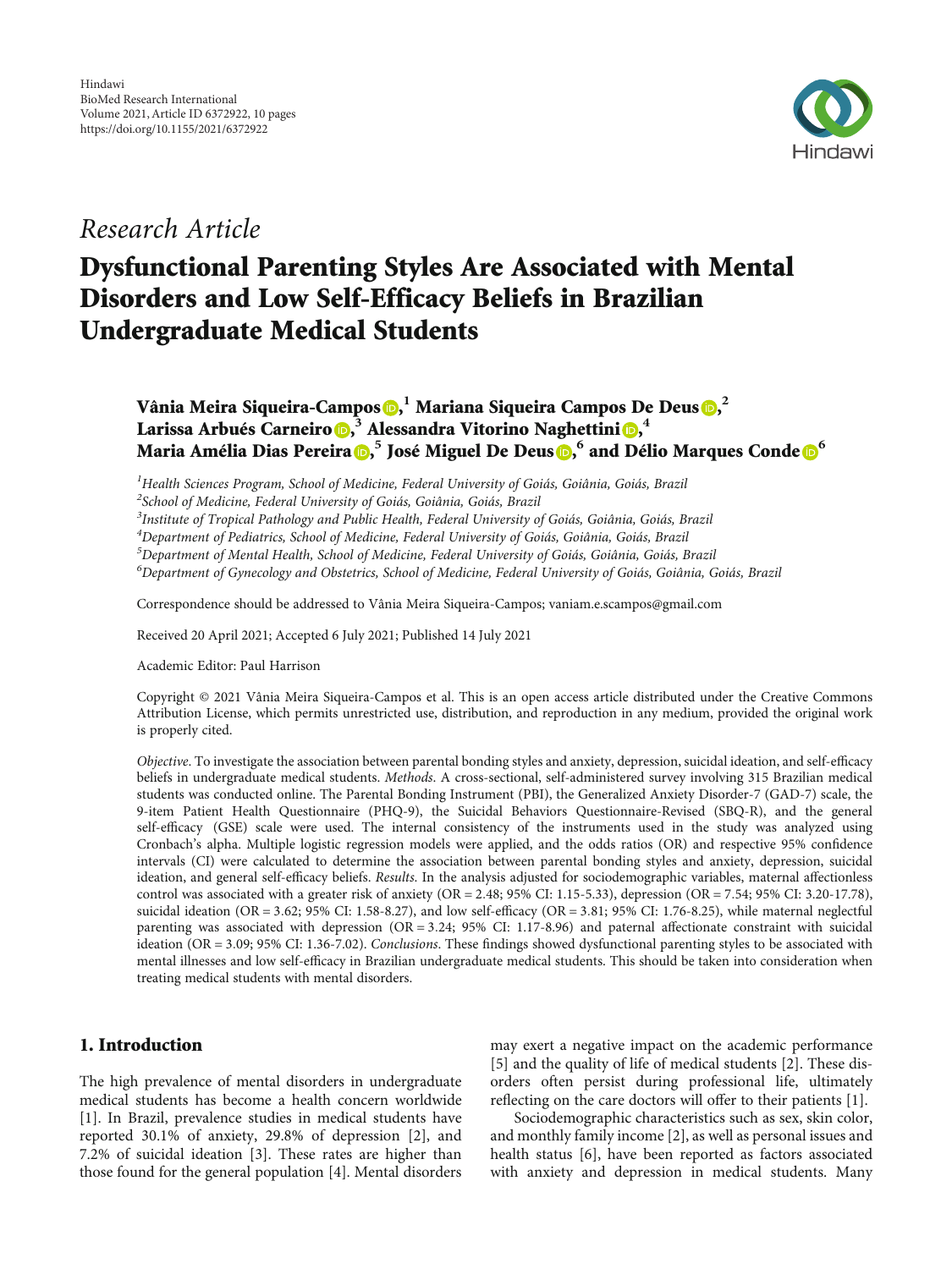Hindawi
BioMed Research International
Volume 2021, Article ID 6372922, 10 pages
https://doi.org/10.1155/2021/6372922

*Research Article*

# Dysfunctional Parenting Styles Are Associated with Mental Disorders and Low Self-Efficacy Beliefs in Brazilian Undergraduate Medical Students

**Vânia Meira Siqueira-Campos**,[1] **Mariana Siqueira Campos De Deus**,[2] **Larissa Arbués Carneiro**,[3] **Alessandra Vitorino Naghettini**,[4] **Maria Amélia Dias Pereira**,[5] **José Miguel De Deus**,[6] **and Délio Marques Conde**[6]

[1]Health Sciences Program, School of Medicine, Federal University of Goiás, Goiânia, Goiás, Brazil
[2]School of Medicine, Federal University of Goiás, Goiânia, Goiás, Brazil
[3]Institute of Tropical Pathology and Public Health, Federal University of Goiás, Goiânia, Goiás, Brazil
[4]Department of Pediatrics, School of Medicine, Federal University of Goiás, Goiânia, Goiás, Brazil
[5]Department of Mental Health, School of Medicine, Federal University of Goiás, Goiânia, Goiás, Brazil
[6]Department of Gynecology and Obstetrics, School of Medicine, Federal University of Goiás, Goiânia, Goiás, Brazil

Correspondence should be addressed to Vânia Meira Siqueira-Campos; vaniam.e.scampos@gmail.com

Received 20 April 2021; Accepted 6 July 2021; Published 14 July 2021

Academic Editor: Paul Harrison

Copyright © 2021 Vânia Meira Siqueira-Campos et al. This is an open access article distributed under the Creative Commons Attribution License, which permits unrestricted use, distribution, and reproduction in any medium, provided the original work is properly cited.

*Objective*. To investigate the association between parental bonding styles and anxiety, depression, suicidal ideation, and self-efficacy beliefs in undergraduate medical students. *Methods*. A cross-sectional, self-administered survey involving 315 Brazilian medical students was conducted online. The Parental Bonding Instrument (PBI), the Generalized Anxiety Disorder-7 (GAD-7) scale, the 9-item Patient Health Questionnaire (PHQ-9), the Suicidal Behaviors Questionnaire-Revised (SBQ-R), and the general self-efficacy (GSE) scale were used. The internal consistency of the instruments used in the study was analyzed using Cronbach's alpha. Multiple logistic regression models were applied, and the odds ratios (OR) and respective 95% confidence intervals (CI) were calculated to determine the association between parental bonding styles and anxiety, depression, suicidal ideation, and general self-efficacy beliefs. *Results*. In the analysis adjusted for sociodemographic variables, maternal affectionless control was associated with a greater risk of anxiety (OR = 2.48; 95% CI: 1.15-5.33), depression (OR = 7.54; 95% CI: 3.20-17.78), suicidal ideation (OR = 3.62; 95% CI: 1.58-8.27), and low self-efficacy (OR = 3.81; 95% CI: 1.76-8.25), while maternal neglectful parenting was associated with depression (OR = 3.24; 95% CI: 1.17-8.96) and paternal affectionate constraint with suicidal ideation (OR = 3.09; 95% CI: 1.36-7.02). *Conclusions*. These findings showed dysfunctional parenting styles to be associated with mental illnesses and low self-efficacy in Brazilian undergraduate medical students. This should be taken into consideration when treating medical students with mental disorders.

## 1. Introduction

The high prevalence of mental disorders in undergraduate medical students has become a health concern worldwide [1]. In Brazil, prevalence studies in medical students have reported 30.1% of anxiety, 29.8% of depression [2], and 7.2% of suicidal ideation [3]. These rates are higher than those found for the general population [4]. Mental disorders may exert a negative impact on the academic performance [5] and the quality of life of medical students [2]. These disorders often persist during professional life, ultimately reflecting on the care doctors will offer to their patients [1].

Sociodemographic characteristics such as sex, skin color, and monthly family income [2], as well as personal issues and health status [6], have been reported as factors associated with anxiety and depression in medical students. Many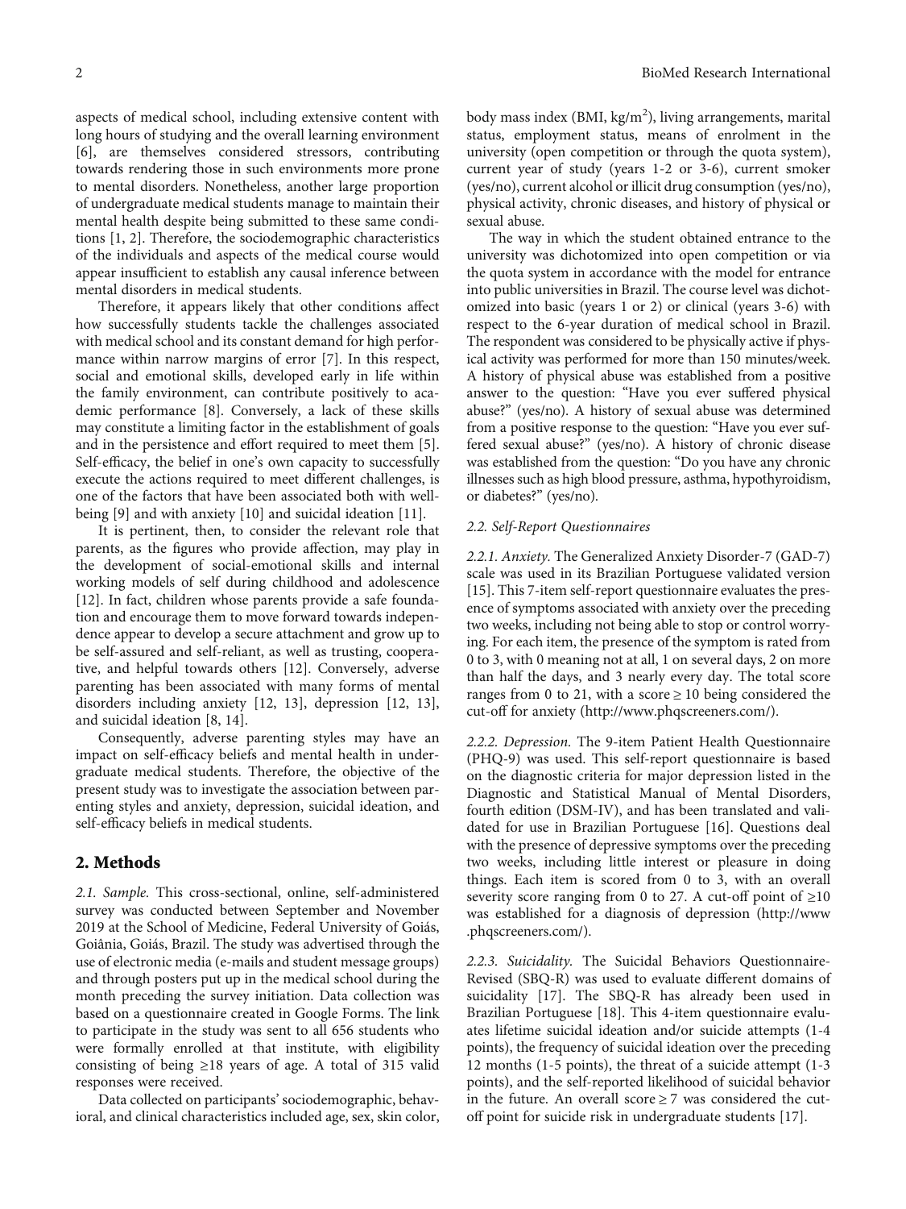aspects of medical school, including extensive content with long hours of studying and the overall learning environment [6], are themselves considered stressors, contributing towards rendering those in such environments more prone to mental disorders. Nonetheless, another large proportion of undergraduate medical students manage to maintain their mental health despite being submitted to these same conditions [1, 2]. Therefore, the sociodemographic characteristics of the individuals and aspects of the medical course would appear insufficient to establish any causal inference between mental disorders in medical students.

Therefore, it appears likely that other conditions affect how successfully students tackle the challenges associated with medical school and its constant demand for high performance within narrow margins of error [7]. In this respect, social and emotional skills, developed early in life within the family environment, can contribute positively to academic performance [8]. Conversely, a lack of these skills may constitute a limiting factor in the establishment of goals and in the persistence and effort required to meet them [5]. Self-efficacy, the belief in one's own capacity to successfully execute the actions required to meet different challenges, is one of the factors that have been associated both with well-being [9] and with anxiety [10] and suicidal ideation [11].

It is pertinent, then, to consider the relevant role that parents, as the figures who provide affection, may play in the development of social-emotional skills and internal working models of self during childhood and adolescence [12]. In fact, children whose parents provide a safe foundation and encourage them to move forward towards independence appear to develop a secure attachment and grow up to be self-assured and self-reliant, as well as trusting, cooperative, and helpful towards others [12]. Conversely, adverse parenting has been associated with many forms of mental disorders including anxiety [12, 13], depression [12, 13], and suicidal ideation [8, 14].

Consequently, adverse parenting styles may have an impact on self-efficacy beliefs and mental health in undergraduate medical students. Therefore, the objective of the present study was to investigate the association between parenting styles and anxiety, depression, suicidal ideation, and self-efficacy beliefs in medical students.

## 2. Methods

*2.1. Sample.* This cross-sectional, online, self-administered survey was conducted between September and November 2019 at the School of Medicine, Federal University of Goiás, Goiânia, Goiás, Brazil. The study was advertised through the use of electronic media (e-mails and student message groups) and through posters put up in the medical school during the month preceding the survey initiation. Data collection was based on a questionnaire created in Google Forms. The link to participate in the study was sent to all 656 students who were formally enrolled at that institute, with eligibility consisting of being ≥18 years of age. A total of 315 valid responses were received.

Data collected on participants' sociodemographic, behavioral, and clinical characteristics included age, sex, skin color, body mass index (BMI, kg/m$^2$), living arrangements, marital status, employment status, means of enrolment in the university (open competition or through the quota system), current year of study (years 1-2 or 3-6), current smoker (yes/no), current alcohol or illicit drug consumption (yes/no), physical activity, chronic diseases, and history of physical or sexual abuse.

The way in which the student obtained entrance to the university was dichotomized into open competition or via the quota system in accordance with the model for entrance into public universities in Brazil. The course level was dichotomized into basic (years 1 or 2) or clinical (years 3-6) with respect to the 6-year duration of medical school in Brazil. The respondent was considered to be physically active if physical activity was performed for more than 150 minutes/week. A history of physical abuse was established from a positive answer to the question: "Have you ever suffered physical abuse?" (yes/no). A history of sexual abuse was determined from a positive response to the question: "Have you ever suffered sexual abuse?" (yes/no). A history of chronic disease was established from the question: "Do you have any chronic illnesses such as high blood pressure, asthma, hypothyroidism, or diabetes?" (yes/no).

### *2.2. Self-Report Questionnaires*

*2.2.1. Anxiety.* The Generalized Anxiety Disorder-7 (GAD-7) scale was used in its Brazilian Portuguese validated version [15]. This 7-item self-report questionnaire evaluates the presence of symptoms associated with anxiety over the preceding two weeks, including not being able to stop or control worrying. For each item, the presence of the symptom is rated from 0 to 3, with 0 meaning not at all, 1 on several days, 2 on more than half the days, and 3 nearly every day. The total score ranges from 0 to 21, with a score ≥ 10 being considered the cut-off for anxiety (http://www.phqscreeners.com/).

*2.2.2. Depression.* The 9-item Patient Health Questionnaire (PHQ-9) was used. This self-report questionnaire is based on the diagnostic criteria for major depression listed in the Diagnostic and Statistical Manual of Mental Disorders, fourth edition (DSM-IV), and has been translated and validated for use in Brazilian Portuguese [16]. Questions deal with the presence of depressive symptoms over the preceding two weeks, including little interest or pleasure in doing things. Each item is scored from 0 to 3, with an overall severity score ranging from 0 to 27. A cut-off point of ≥10 was established for a diagnosis of depression (http://www.phqscreeners.com/).

*2.2.3. Suicidality.* The Suicidal Behaviors Questionnaire-Revised (SBQ-R) was used to evaluate different domains of suicidality [17]. The SBQ-R has already been used in Brazilian Portuguese [18]. This 4-item questionnaire evaluates lifetime suicidal ideation and/or suicide attempts (1-4 points), the frequency of suicidal ideation over the preceding 12 months (1-5 points), the threat of a suicide attempt (1-3 points), and the self-reported likelihood of suicidal behavior in the future. An overall score ≥ 7 was considered the cut-off point for suicide risk in undergraduate students [17].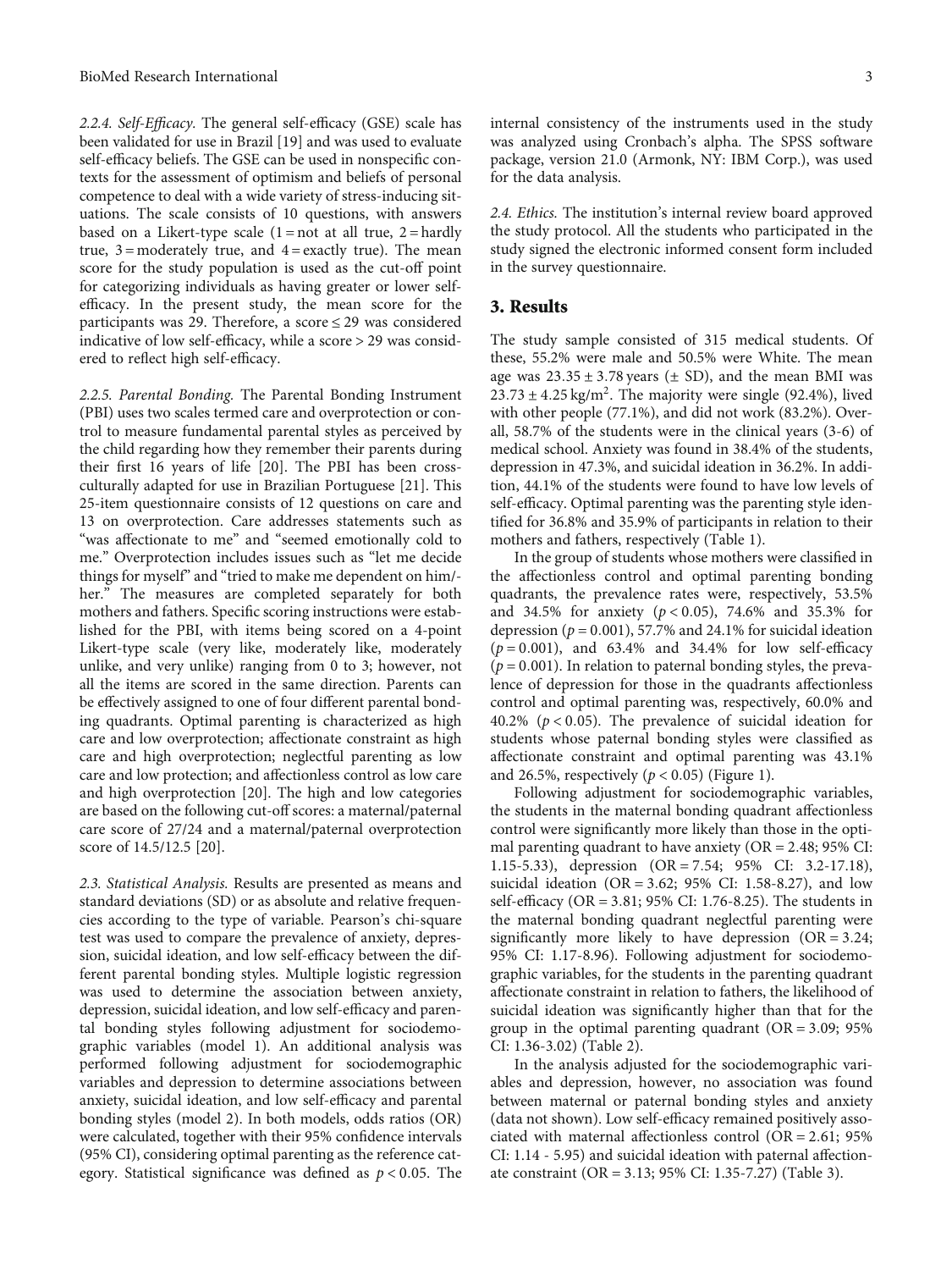*2.2.4. Self-Efficacy.* The general self-efficacy (GSE) scale has been validated for use in Brazil [19] and was used to evaluate self-efficacy beliefs. The GSE can be used in nonspecific contexts for the assessment of optimism and beliefs of personal competence to deal with a wide variety of stress-inducing situations. The scale consists of 10 questions, with answers based on a Likert-type scale (1 = not at all true, 2 = hardly true, 3 = moderately true, and 4 = exactly true). The mean score for the study population is used as the cut-off point for categorizing individuals as having greater or lower self-efficacy. In the present study, the mean score for the participants was 29. Therefore, a score ≤ 29 was considered indicative of low self-efficacy, while a score > 29 was considered to reflect high self-efficacy.

*2.2.5. Parental Bonding.* The Parental Bonding Instrument (PBI) uses two scales termed care and overprotection or control to measure fundamental parental styles as perceived by the child regarding how they remember their parents during their first 16 years of life [20]. The PBI has been cross-culturally adapted for use in Brazilian Portuguese [21]. This 25-item questionnaire consists of 12 questions on care and 13 on overprotection. Care addresses statements such as "was affectionate to me" and "seemed emotionally cold to me." Overprotection includes issues such as "let me decide things for myself" and "tried to make me dependent on him/-her." The measures are completed separately for both mothers and fathers. Specific scoring instructions were established for the PBI, with items being scored on a 4-point Likert-type scale (very like, moderately like, moderately unlike, and very unlike) ranging from 0 to 3; however, not all the items are scored in the same direction. Parents can be effectively assigned to one of four different parental bonding quadrants. Optimal parenting is characterized as high care and low overprotection; affectionate constraint as high care and high overprotection; neglectful parenting as low care and low protection; and affectionless control as low care and high overprotection [20]. The high and low categories are based on the following cut-off scores: a maternal/paternal care score of 27/24 and a maternal/paternal overprotection score of 14.5/12.5 [20].

*2.3. Statistical Analysis.* Results are presented as means and standard deviations (SD) or as absolute and relative frequencies according to the type of variable. Pearson's chi-square test was used to compare the prevalence of anxiety, depression, suicidal ideation, and low self-efficacy between the different parental bonding styles. Multiple logistic regression was used to determine the association between anxiety, depression, suicidal ideation, and low self-efficacy and parental bonding styles following adjustment for sociodemographic variables (model 1). An additional analysis was performed following adjustment for sociodemographic variables and depression to determine associations between anxiety, suicidal ideation, and low self-efficacy and parental bonding styles (model 2). In both models, odds ratios (OR) were calculated, together with their 95% confidence intervals (95% CI), considering optimal parenting as the reference category. Statistical significance was defined as $p < 0.05$. The internal consistency of the instruments used in the study was analyzed using Cronbach's alpha. The SPSS software package, version 21.0 (Armonk, NY: IBM Corp.), was used for the data analysis.

*2.4. Ethics.* The institution's internal review board approved the study protocol. All the students who participated in the study signed the electronic informed consent form included in the survey questionnaire.

## 3. Results

The study sample consisted of 315 medical students. Of these, 55.2% were male and 50.5% were White. The mean age was 23.35 ± 3.78 years (± SD), and the mean BMI was 23.73 ± 4.25 kg/m$^2$. The majority were single (92.4%), lived with other people (77.1%), and did not work (83.2%). Overall, 58.7% of the students were in the clinical years (3-6) of medical school. Anxiety was found in 38.4% of the students, depression in 47.3%, and suicidal ideation in 36.2%. In addition, 44.1% of the students were found to have low levels of self-efficacy. Optimal parenting was the parenting style identified for 36.8% and 35.9% of participants in relation to their mothers and fathers, respectively (Table 1).

In the group of students whose mothers were classified in the affectionless control and optimal parenting bonding quadrants, the prevalence rates were, respectively, 53.5% and 34.5% for anxiety ($p < 0.05$), 74.6% and 35.3% for depression ($p = 0.001$), 57.7% and 24.1% for suicidal ideation ($p = 0.001$), and 63.4% and 34.4% for low self-efficacy ($p = 0.001$). In relation to paternal bonding styles, the prevalence of depression for those in the quadrants affectionless control and optimal parenting was, respectively, 60.0% and 40.2% ($p < 0.05$). The prevalence of suicidal ideation for students whose paternal bonding styles were classified as affectionate constraint and optimal parenting was 43.1% and 26.5%, respectively ($p < 0.05$) (Figure 1).

Following adjustment for sociodemographic variables, the students in the maternal bonding quadrant affectionless control were significantly more likely than those in the optimal parenting quadrant to have anxiety (OR = 2.48; 95% CI: 1.15-5.33), depression (OR = 7.54; 95% CI: 3.2-17.18), suicidal ideation (OR = 3.62; 95% CI: 1.58-8.27), and low self-efficacy (OR = 3.81; 95% CI: 1.76-8.25). The students in the maternal bonding quadrant neglectful parenting were significantly more likely to have depression (OR = 3.24; 95% CI: 1.17-8.96). Following adjustment for sociodemographic variables, for the students in the parenting quadrant affectionate constraint in relation to fathers, the likelihood of suicidal ideation was significantly higher than that for the group in the optimal parenting quadrant (OR = 3.09; 95% CI: 1.36-3.02) (Table 2).

In the analysis adjusted for the sociodemographic variables and depression, however, no association was found between maternal or paternal bonding styles and anxiety (data not shown). Low self-efficacy remained positively associated with maternal affectionless control (OR = 2.61; 95% CI: 1.14 - 5.95) and suicidal ideation with paternal affectionate constraint (OR = 3.13; 95% CI: 1.35-7.27) (Table 3).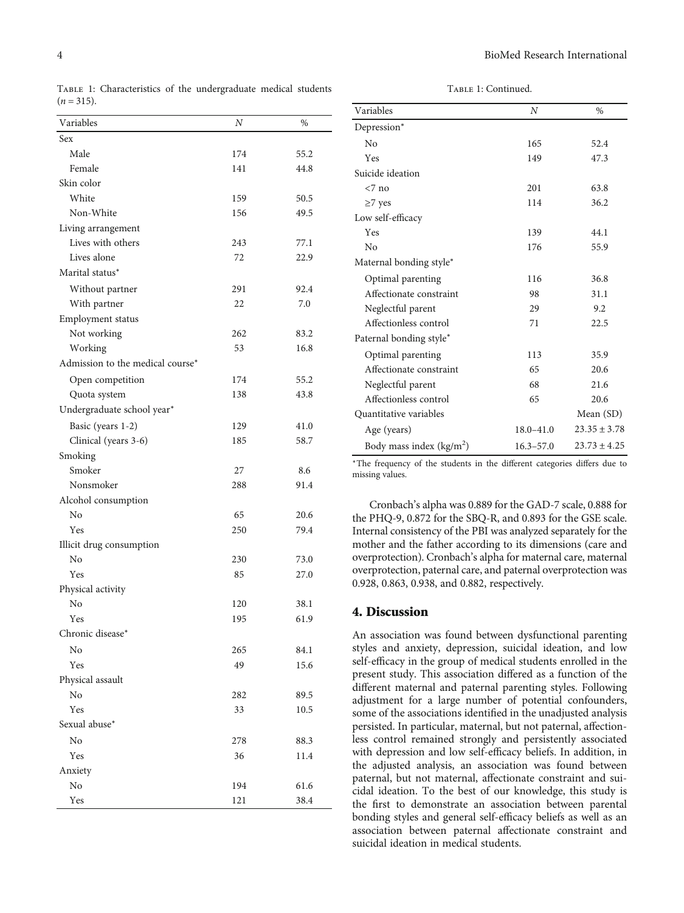Table 1: Characteristics of the undergraduate medical students ($n = 315$).

| Variables | $N$ | % |
|---|---|---|
| Sex | | |
| Male | 174 | 55.2 |
| Female | 141 | 44.8 |
| Skin color | | |
| White | 159 | 50.5 |
| Non-White | 156 | 49.5 |
| Living arrangement | | |
| Lives with others | 243 | 77.1 |
| Lives alone | 72 | 22.9 |
| Marital status* | | |
| Without partner | 291 | 92.4 |
| With partner | 22 | 7.0 |
| Employment status | | |
| Not working | 262 | 83.2 |
| Working | 53 | 16.8 |
| Admission to the medical course* | | |
| Open competition | 174 | 55.2 |
| Quota system | 138 | 43.8 |
| Undergraduate school year* | | |
| Basic (years 1-2) | 129 | 41.0 |
| Clinical (years 3-6) | 185 | 58.7 |
| Smoking | | |
| Smoker | 27 | 8.6 |
| Nonsmoker | 288 | 91.4 |
| Alcohol consumption | | |
| No | 65 | 20.6 |
| Yes | 250 | 79.4 |
| Illicit drug consumption | | |
| No | 230 | 73.0 |
| Yes | 85 | 27.0 |
| Physical activity | | |
| No | 120 | 38.1 |
| Yes | 195 | 61.9 |
| Chronic disease* | | |
| No | 265 | 84.1 |
| Yes | 49 | 15.6 |
| Physical assault | | |
| No | 282 | 89.5 |
| Yes | 33 | 10.5 |
| Sexual abuse* | | |
| No | 278 | 88.3 |
| Yes | 36 | 11.4 |
| Anxiety | | |
| No | 194 | 61.6 |
| Yes | 121 | 38.4 |
| Depression* | | |
| No | 165 | 52.4 |
| Yes | 149 | 47.3 |
| Suicide ideation | | |
| <7 no | 201 | 63.8 |
| ≥7 yes | 114 | 36.2 |
| Low self-efficacy | | |
| Yes | 139 | 44.1 |
| No | 176 | 55.9 |
| Maternal bonding style* | | |
| Optimal parenting | 116 | 36.8 |
| Affectionate constraint | 98 | 31.1 |
| Neglectful parent | 29 | 9.2 |
| Affectionless control | 71 | 22.5 |
| Paternal bonding style* | | |
| Optimal parenting | 113 | 35.9 |
| Affectionate constraint | 65 | 20.6 |
| Neglectful parent | 68 | 21.6 |
| Affectionless control | 65 | 20.6 |
| Quantitative variables | | Mean (SD) |
| Age (years) | 18.0–41.0 | $23.35 \pm 3.78$ |
| Body mass index (kg/m$^2$) | 16.3–57.0 | $23.73 \pm 4.25$ |

*The frequency of the students in the different categories differs due to missing values.

Cronbach's alpha was 0.889 for the GAD-7 scale, 0.888 for the PHQ-9, 0.872 for the SBQ-R, and 0.893 for the GSE scale. Internal consistency of the PBI was analyzed separately for the mother and the father according to its dimensions (care and overprotection). Cronbach's alpha for maternal care, maternal overprotection, paternal care, and paternal overprotection was 0.928, 0.863, 0.938, and 0.882, respectively.

## 4. Discussion

An association was found between dysfunctional parenting styles and anxiety, depression, suicidal ideation, and low self-efficacy in the group of medical students enrolled in the present study. This association differed as a function of the different maternal and paternal parenting styles. Following adjustment for a large number of potential confounders, some of the associations identified in the unadjusted analysis persisted. In particular, maternal, but not paternal, affectionless control remained strongly and persistently associated with depression and low self-efficacy beliefs. In addition, in the adjusted analysis, an association was found between paternal, but not maternal, affectionate constraint and suicidal ideation. To the best of our knowledge, this study is the first to demonstrate an association between parental bonding styles and general self-efficacy beliefs as well as an association between paternal affectionate constraint and suicidal ideation in medical students.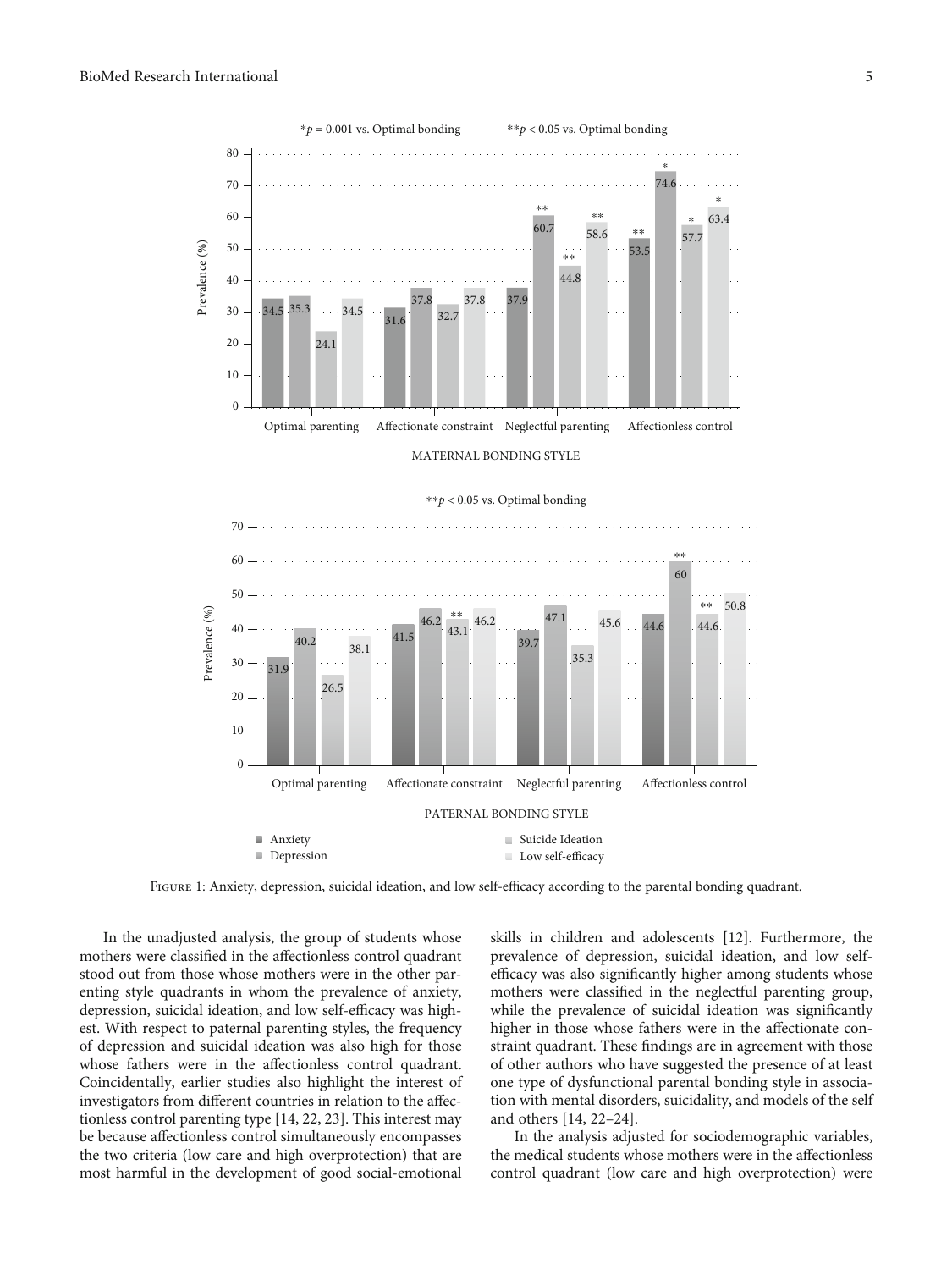FIGURE 1: Anxiety, depression, suicidal ideation, and low self-efficacy according to the parental bonding quadrant.

In the unadjusted analysis, the group of students whose mothers were classified in the affectionless control quadrant stood out from those whose mothers were in the other parenting style quadrants in whom the prevalence of anxiety, depression, suicidal ideation, and low self-efficacy was highest. With respect to paternal parenting styles, the frequency of depression and suicidal ideation was also high for those whose fathers were in the affectionless control quadrant. Coincidentally, earlier studies also highlight the interest of investigators from different countries in relation to the affectionless control parenting type [14, 22, 23]. This interest may be because affectionless control simultaneously encompasses the two criteria (low care and high overprotection) that are most harmful in the development of good social-emotional skills in children and adolescents [12]. Furthermore, the prevalence of depression, suicidal ideation, and low self-efficacy was also significantly higher among students whose mothers were classified in the neglectful parenting group, while the prevalence of suicidal ideation was significantly higher in those whose fathers were in the affectionate constraint quadrant. These findings are in agreement with those of other authors who have suggested the presence of at least one type of dysfunctional parental bonding style in association with mental disorders, suicidality, and models of the self and others [14, 22–24].

In the analysis adjusted for sociodemographic variables, the medical students whose mothers were in the affectionless control quadrant (low care and high overprotection) were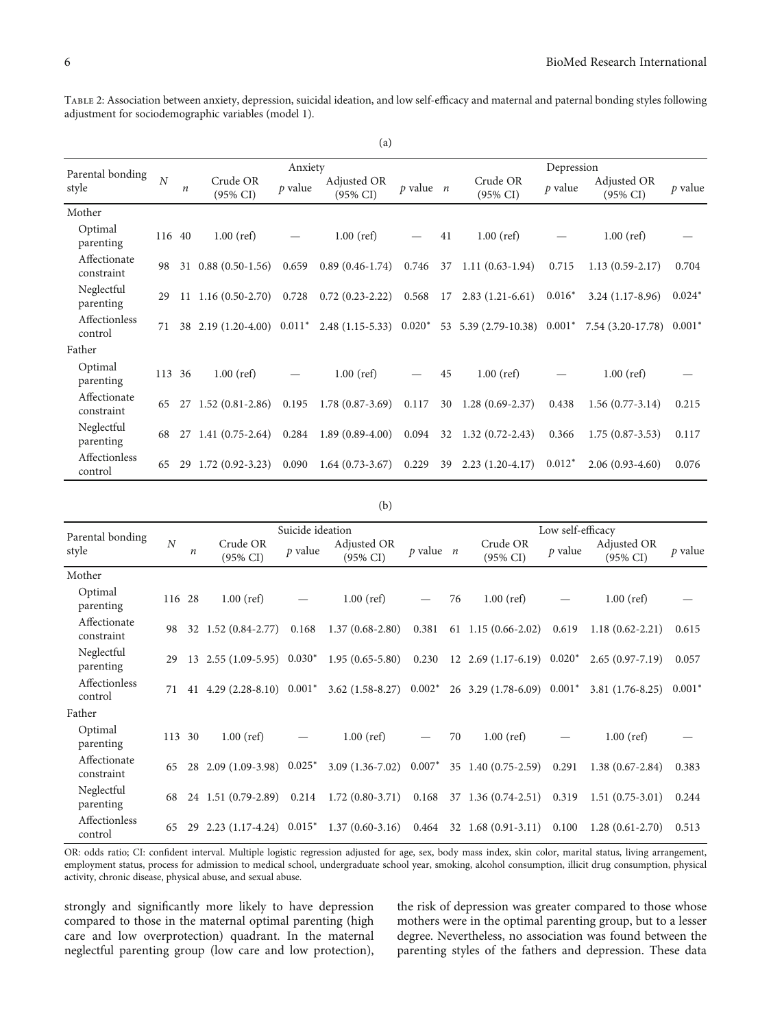Table 2: Association between anxiety, depression, suicidal ideation, and low self-efficacy and maternal and paternal bonding styles following adjustment for sociodemographic variables (model 1).

(a)

| Parental bonding style | $N$ | Anxiety | | | | | Depression | | | | |
|---|---|---|---|---|---|---|---|---|---|---|---|
| | | $n$ | Crude OR (95% CI) | $p$ value | Adjusted OR (95% CI) | $p$ value | $n$ | Crude OR (95% CI) | $p$ value | Adjusted OR (95% CI) | $p$ value |
| Mother | | | | | | | | | | | |
| Optimal parenting | 116 | 40 | 1.00 (ref) | — | 1.00 (ref) | — | 41 | 1.00 (ref) | — | 1.00 (ref) | — |
| Affectionate constraint | 98 | 31 | 0.88 (0.50-1.56) | 0.659 | 0.89 (0.46-1.74) | 0.746 | 37 | 1.11 (0.63-1.94) | 0.715 | 1.13 (0.59-2.17) | 0.704 |
| Neglectful parenting | 29 | 11 | 1.16 (0.50-2.70) | 0.728 | 0.72 (0.23-2.22) | 0.568 | 17 | 2.83 (1.21-6.61) | 0.016* | 3.24 (1.17-8.96) | 0.024* |
| Affectionless control | 71 | 38 | 2.19 (1.20-4.00) | 0.011* | 2.48 (1.15-5.33) | 0.020* | 53 | 5.39 (2.79-10.38) | 0.001* | 7.54 (3.20-17.78) | 0.001* |
| Father | | | | | | | | | | | |
| Optimal parenting | 113 | 36 | 1.00 (ref) | — | 1.00 (ref) | — | 45 | 1.00 (ref) | — | 1.00 (ref) | — |
| Affectionate constraint | 65 | 27 | 1.52 (0.81-2.86) | 0.195 | 1.78 (0.87-3.69) | 0.117 | 30 | 1.28 (0.69-2.37) | 0.438 | 1.56 (0.77-3.14) | 0.215 |
| Neglectful parenting | 68 | 27 | 1.41 (0.75-2.64) | 0.284 | 1.89 (0.89-4.00) | 0.094 | 32 | 1.32 (0.72-2.43) | 0.366 | 1.75 (0.87-3.53) | 0.117 |
| Affectionless control | 65 | 29 | 1.72 (0.92-3.23) | 0.090 | 1.64 (0.73-3.67) | 0.229 | 39 | 2.23 (1.20-4.17) | 0.012* | 2.06 (0.93-4.60) | 0.076 |

(b)

| Parental bonding style | $N$ | Suicide ideation | | | | | Low self-efficacy | | | | |
|---|---|---|---|---|---|---|---|---|---|---|---|
| | | $n$ | Crude OR (95% CI) | $p$ value | Adjusted OR (95% CI) | $p$ value | $n$ | Crude OR (95% CI) | $p$ value | Adjusted OR (95% CI) | $p$ value |
| Mother | | | | | | | | | | | |
| Optimal parenting | 116 | 28 | 1.00 (ref) | — | 1.00 (ref) | — | 76 | 1.00 (ref) | — | 1.00 (ref) | — |
| Affectionate constraint | 98 | 32 | 1.52 (0.84-2.77) | 0.168 | 1.37 (0.68-2.80) | 0.381 | 61 | 1.15 (0.66-2.02) | 0.619 | 1.18 (0.62-2.21) | 0.615 |
| Neglectful parenting | 29 | 13 | 2.55 (1.09-5.95) | 0.030* | 1.95 (0.65-5.80) | 0.230 | 12 | 2.69 (1.17-6.19) | 0.020* | 2.65 (0.97-7.19) | 0.057 |
| Affectionless control | 71 | 41 | 4.29 (2.28-8.10) | 0.001* | 3.62 (1.58-8.27) | 0.002* | 26 | 3.29 (1.78-6.09) | 0.001* | 3.81 (1.76-8.25) | 0.001* |
| Father | | | | | | | | | | | |
| Optimal parenting | 113 | 30 | 1.00 (ref) | — | 1.00 (ref) | — | 70 | 1.00 (ref) | — | 1.00 (ref) | — |
| Affectionate constraint | 65 | 28 | 2.09 (1.09-3.98) | 0.025* | 3.09 (1.36-7.02) | 0.007* | 35 | 1.40 (0.75-2.59) | 0.291 | 1.38 (0.67-2.84) | 0.383 |
| Neglectful parenting | 68 | 24 | 1.51 (0.79-2.89) | 0.214 | 1.72 (0.80-3.71) | 0.168 | 37 | 1.36 (0.74-2.51) | 0.319 | 1.51 (0.75-3.01) | 0.244 |
| Affectionless control | 65 | 29 | 2.23 (1.17-4.24) | 0.015* | 1.37 (0.60-3.16) | 0.464 | 32 | 1.68 (0.91-3.11) | 0.100 | 1.28 (0.61-2.70) | 0.513 |

OR: odds ratio; CI: confident interval. Multiple logistic regression adjusted for age, sex, body mass index, skin color, marital status, living arrangement, employment status, process for admission to medical school, undergraduate school year, smoking, alcohol consumption, illicit drug consumption, physical activity, chronic disease, physical abuse, and sexual abuse.

strongly and significantly more likely to have depression compared to those in the maternal optimal parenting (high care and low overprotection) quadrant. In the maternal neglectful parenting group (low care and low protection), the risk of depression was greater compared to those whose mothers were in the optimal parenting group, but to a lesser degree. Nevertheless, no association was found between the parenting styles of the fathers and depression. These data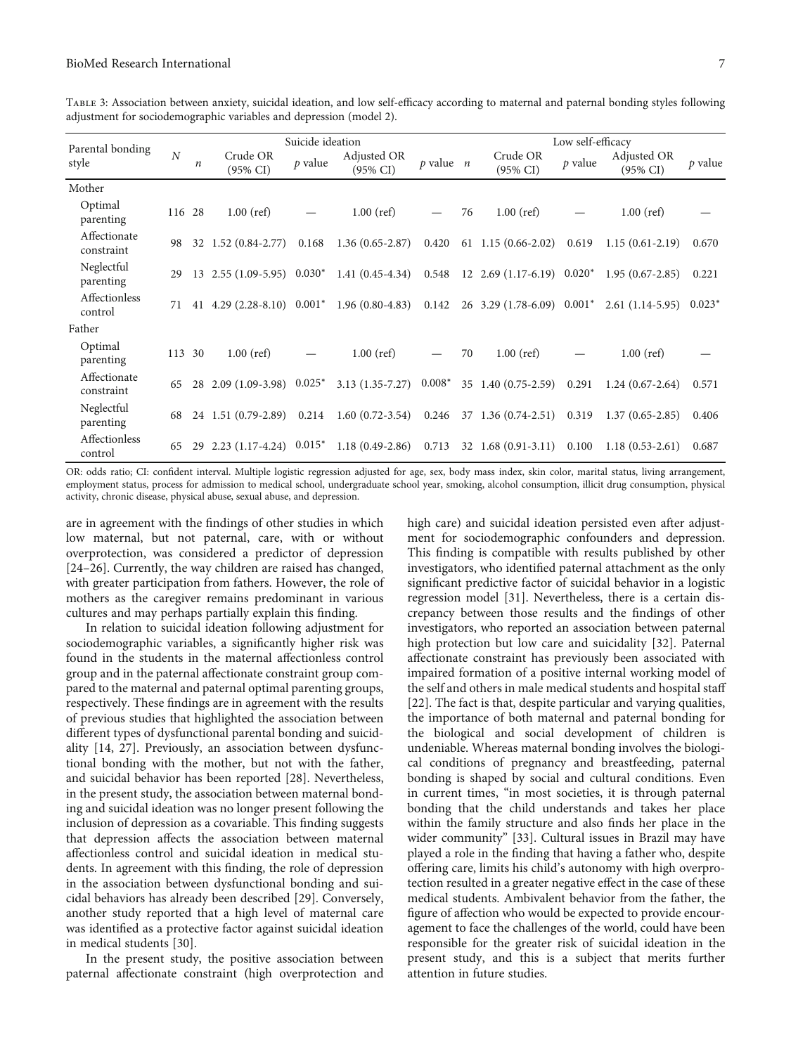Table 3: Association between anxiety, suicidal ideation, and low self-efficacy according to maternal and paternal bonding styles following adjustment for sociodemographic variables and depression (model 2).

| Parental bonding style | $N$ | Suicide ideation | | | | | Low self-efficacy | | | | |
|---|---|---|---|---|---|---|---|---|---|---|---|
| | | $n$ | Crude OR (95% CI) | $p$ value | Adjusted OR (95% CI) | $p$ value | $n$ | Crude OR (95% CI) | $p$ value | Adjusted OR (95% CI) | $p$ value |
| Mother | | | | | | | | | | | |
| Optimal parenting | 116 | 28 | 1.00 (ref) | — | 1.00 (ref) | — | 76 | 1.00 (ref) | — | 1.00 (ref) | — |
| Affectionate constraint | 98 | 32 | 1.52 (0.84-2.77) | 0.168 | 1.36 (0.65-2.87) | 0.420 | 61 | 1.15 (0.66-2.02) | 0.619 | 1.15 (0.61-2.19) | 0.670 |
| Neglectful parenting | 29 | 13 | 2.55 (1.09-5.95) | 0.030* | 1.41 (0.45-4.34) | 0.548 | 12 | 2.69 (1.17-6.19) | 0.020* | 1.95 (0.67-2.85) | 0.221 |
| Affectionless control | 71 | 41 | 4.29 (2.28-8.10) | 0.001* | 1.96 (0.80-4.83) | 0.142 | 26 | 3.29 (1.78-6.09) | 0.001* | 2.61 (1.14-5.95) | 0.023* |
| Father | | | | | | | | | | | |
| Optimal parenting | 113 | 30 | 1.00 (ref) | — | 1.00 (ref) | — | 70 | 1.00 (ref) | — | 1.00 (ref) | — |
| Affectionate constraint | 65 | 28 | 2.09 (1.09-3.98) | 0.025* | 3.13 (1.35-7.27) | 0.008* | 35 | 1.40 (0.75-2.59) | 0.291 | 1.24 (0.67-2.64) | 0.571 |
| Neglectful parenting | 68 | 24 | 1.51 (0.79-2.89) | 0.214 | 1.60 (0.72-3.54) | 0.246 | 37 | 1.36 (0.74-2.51) | 0.319 | 1.37 (0.65-2.85) | 0.406 |
| Affectionless control | 65 | 29 | 2.23 (1.17-4.24) | 0.015* | 1.18 (0.49-2.86) | 0.713 | 32 | 1.68 (0.91-3.11) | 0.100 | 1.18 (0.53-2.61) | 0.687 |

OR: odds ratio; CI: confident interval. Multiple logistic regression adjusted for age, sex, body mass index, skin color, marital status, living arrangement, employment status, process for admission to medical school, undergraduate school year, smoking, alcohol consumption, illicit drug consumption, physical activity, chronic disease, physical abuse, sexual abuse, and depression.

are in agreement with the findings of other studies in which low maternal, but not paternal, care, with or without overprotection, was considered a predictor of depression [24–26]. Currently, the way children are raised has changed, with greater participation from fathers. However, the role of mothers as the caregiver remains predominant in various cultures and may perhaps partially explain this finding.

In relation to suicidal ideation following adjustment for sociodemographic variables, a significantly higher risk was found in the students in the maternal affectionless control group and in the paternal affectionate constraint group compared to the maternal and paternal optimal parenting groups, respectively. These findings are in agreement with the results of previous studies that highlighted the association between different types of dysfunctional parental bonding and suicidality [14, 27]. Previously, an association between dysfunctional bonding with the mother, but not with the father, and suicidal behavior has been reported [28]. Nevertheless, in the present study, the association between maternal bonding and suicidal ideation was no longer present following the inclusion of depression as a covariable. This finding suggests that depression affects the association between maternal affectionless control and suicidal ideation in medical students. In agreement with this finding, the role of depression in the association between dysfunctional bonding and suicidal behaviors has already been described [29]. Conversely, another study reported that a high level of maternal care was identified as a protective factor against suicidal ideation in medical students [30].

In the present study, the positive association between paternal affectionate constraint (high overprotection and high care) and suicidal ideation persisted even after adjustment for sociodemographic confounders and depression. This finding is compatible with results published by other investigators, who identified paternal attachment as the only significant predictive factor of suicidal behavior in a logistic regression model [31]. Nevertheless, there is a certain discrepancy between those results and the findings of other investigators, who reported an association between paternal high protection but low care and suicidality [32]. Paternal affectionate constraint has previously been associated with impaired formation of a positive internal working model of the self and others in male medical students and hospital staff [22]. The fact is that, despite particular and varying qualities, the importance of both maternal and paternal bonding for the biological and social development of children is undeniable. Whereas maternal bonding involves the biological conditions of pregnancy and breastfeeding, paternal bonding is shaped by social and cultural conditions. Even in current times, "in most societies, it is through paternal bonding that the child understands and takes her place within the family structure and also finds her place in the wider community" [33]. Cultural issues in Brazil may have played a role in the finding that having a father who, despite offering care, limits his child's autonomy with high overprotection resulted in a greater negative effect in the case of these medical students. Ambivalent behavior from the father, the figure of affection who would be expected to provide encouragement to face the challenges of the world, could have been responsible for the greater risk of suicidal ideation in the present study, and this is a subject that merits further attention in future studies.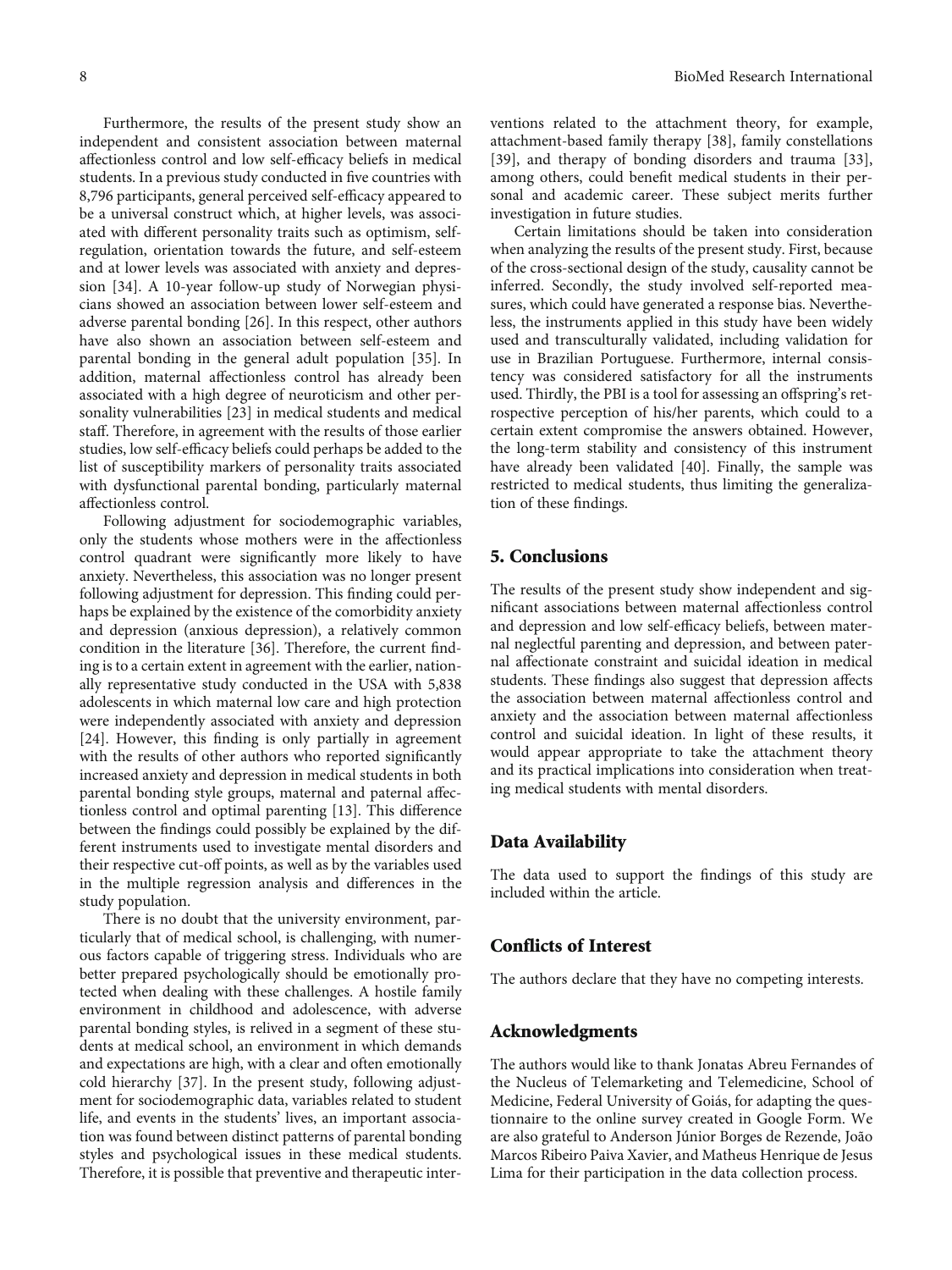Furthermore, the results of the present study show an independent and consistent association between maternal affectionless control and low self-efficacy beliefs in medical students. In a previous study conducted in five countries with 8,796 participants, general perceived self-efficacy appeared to be a universal construct which, at higher levels, was associated with different personality traits such as optimism, self-regulation, orientation towards the future, and self-esteem and at lower levels was associated with anxiety and depression [34]. A 10-year follow-up study of Norwegian physicians showed an association between lower self-esteem and adverse parental bonding [26]. In this respect, other authors have also shown an association between self-esteem and parental bonding in the general adult population [35]. In addition, maternal affectionless control has already been associated with a high degree of neuroticism and other personality vulnerabilities [23] in medical students and medical staff. Therefore, in agreement with the results of those earlier studies, low self-efficacy beliefs could perhaps be added to the list of susceptibility markers of personality traits associated with dysfunctional parental bonding, particularly maternal affectionless control.

Following adjustment for sociodemographic variables, only the students whose mothers were in the affectionless control quadrant were significantly more likely to have anxiety. Nevertheless, this association was no longer present following adjustment for depression. This finding could perhaps be explained by the existence of the comorbidity anxiety and depression (anxious depression), a relatively common condition in the literature [36]. Therefore, the current finding is to a certain extent in agreement with the earlier, nationally representative study conducted in the USA with 5,838 adolescents in which maternal low care and high protection were independently associated with anxiety and depression [24]. However, this finding is only partially in agreement with the results of other authors who reported significantly increased anxiety and depression in medical students in both parental bonding style groups, maternal and paternal affectionless control and optimal parenting [13]. This difference between the findings could possibly be explained by the different instruments used to investigate mental disorders and their respective cut-off points, as well as by the variables used in the multiple regression analysis and differences in the study population.

There is no doubt that the university environment, particularly that of medical school, is challenging, with numerous factors capable of triggering stress. Individuals who are better prepared psychologically should be emotionally protected when dealing with these challenges. A hostile family environment in childhood and adolescence, with adverse parental bonding styles, is relived in a segment of these students at medical school, an environment in which demands and expectations are high, with a clear and often emotionally cold hierarchy [37]. In the present study, following adjustment for sociodemographic data, variables related to student life, and events in the students' lives, an important association was found between distinct patterns of parental bonding styles and psychological issues in these medical students. Therefore, it is possible that preventive and therapeutic interventions related to the attachment theory, for example, attachment-based family therapy [38], family constellations [39], and therapy of bonding disorders and trauma [33], among others, could benefit medical students in their personal and academic career. These subject merits further investigation in future studies.

Certain limitations should be taken into consideration when analyzing the results of the present study. First, because of the cross-sectional design of the study, causality cannot be inferred. Secondly, the study involved self-reported measures, which could have generated a response bias. Nevertheless, the instruments applied in this study have been widely used and transculturally validated, including validation for use in Brazilian Portuguese. Furthermore, internal consistency was considered satisfactory for all the instruments used. Thirdly, the PBI is a tool for assessing an offspring's retrospective perception of his/her parents, which could to a certain extent compromise the answers obtained. However, the long-term stability and consistency of this instrument have already been validated [40]. Finally, the sample was restricted to medical students, thus limiting the generalization of these findings.

## 5. Conclusions

The results of the present study show independent and significant associations between maternal affectionless control and depression and low self-efficacy beliefs, between maternal neglectful parenting and depression, and between paternal affectionate constraint and suicidal ideation in medical students. These findings also suggest that depression affects the association between maternal affectionless control and anxiety and the association between maternal affectionless control and suicidal ideation. In light of these results, it would appear appropriate to take the attachment theory and its practical implications into consideration when treating medical students with mental disorders.

## Data Availability

The data used to support the findings of this study are included within the article.

## Conflicts of Interest

The authors declare that they have no competing interests.

## Acknowledgments

The authors would like to thank Jonatas Abreu Fernandes of the Nucleus of Telemarketing and Telemedicine, School of Medicine, Federal University of Goiás, for adapting the questionnaire to the online survey created in Google Form. We are also grateful to Anderson Júnior Borges de Rezende, João Marcos Ribeiro Paiva Xavier, and Matheus Henrique de Jesus Lima for their participation in the data collection process.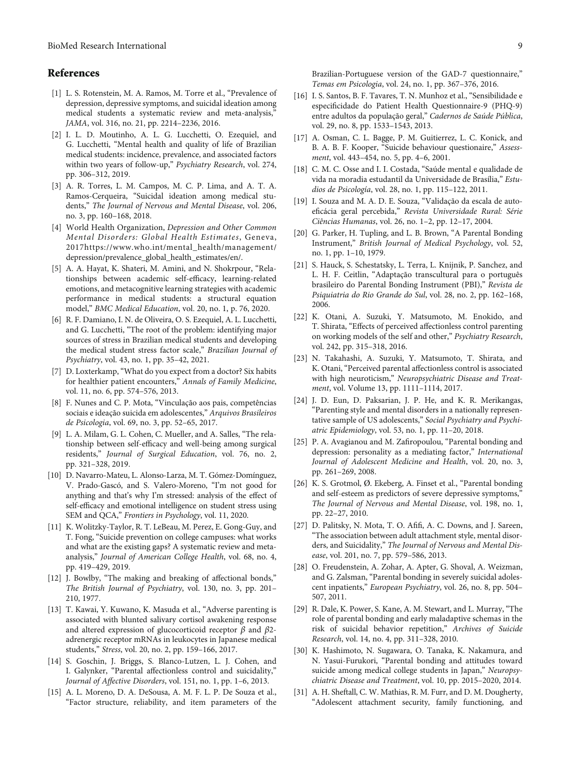## References

[1] L. S. Rotenstein, M. A. Ramos, M. Torre et al., "Prevalence of depression, depressive symptoms, and suicidal ideation among medical students a systematic review and meta-analysis," *JAMA*, vol. 316, no. 21, pp. 2214–2236, 2016.

[2] I. L. D. Moutinho, A. L. G. Lucchetti, O. Ezequiel, and G. Lucchetti, "Mental health and quality of life of Brazilian medical students: incidence, prevalence, and associated factors within two years of follow-up," *Psychiatry Research*, vol. 274, pp. 306–312, 2019.

[3] A. R. Torres, L. M. Campos, M. C. P. Lima, and A. T. A. Ramos-Cerqueira, "Suicidal ideation among medical students," *The Journal of Nervous and Mental Disease*, vol. 206, no. 3, pp. 160–168, 2018.

[4] World Health Organization, *Depression and Other Common Mental Disorders: Global Health Estimates*, Geneva, 2017https://www.who.int/mental_health/management/depression/prevalence_global_health_estimates/en/.

[5] A. A. Hayat, K. Shateri, M. Amini, and N. Shokrpour, "Relationships between academic self-efficacy, learning-related emotions, and metacognitive learning strategies with academic performance in medical students: a structural equation model," *BMC Medical Education*, vol. 20, no. 1, p. 76, 2020.

[6] R. F. Damiano, I. N. de Oliveira, O. S. Ezequiel, A. L. Lucchetti, and G. Lucchetti, "The root of the problem: identifying major sources of stress in Brazilian medical students and developing the medical student stress factor scale," *Brazilian Journal of Psychiatry*, vol. 43, no. 1, pp. 35–42, 2021.

[7] D. Loxterkamp, "What do you expect from a doctor? Six habits for healthier patient encounters," *Annals of Family Medicine*, vol. 11, no. 6, pp. 574–576, 2013.

[8] F. Nunes and C. P. Mota, "Vinculação aos pais, competências sociais e ideação suicida em adolescentes," *Arquivos Brasileiros de Psicologia*, vol. 69, no. 3, pp. 52–65, 2017.

[9] L. A. Milam, G. L. Cohen, C. Mueller, and A. Salles, "The relationship between self-efficacy and well-being among surgical residents," *Journal of Surgical Education*, vol. 76, no. 2, pp. 321–328, 2019.

[10] D. Navarro-Mateu, L. Alonso-Larza, M. T. Gómez-Domínguez, V. Prado-Gascó, and S. Valero-Moreno, "I'm not good for anything and that's why I'm stressed: analysis of the effect of self-efficacy and emotional intelligence on student stress using SEM and QCA," *Frontiers in Psychology*, vol. 11, 2020.

[11] K. Wolitzky-Taylor, R. T. LeBeau, M. Perez, E. Gong-Guy, and T. Fong, "Suicide prevention on college campuses: what works and what are the existing gaps? A systematic review and meta-analysis," *Journal of American College Health*, vol. 68, no. 4, pp. 419–429, 2019.

[12] J. Bowlby, "The making and breaking of affectional bonds," *The British Journal of Psychiatry*, vol. 130, no. 3, pp. 201–210, 1977.

[13] T. Kawai, Y. Kuwano, K. Masuda et al., "Adverse parenting is associated with blunted salivary cortisol awakening response and altered expression of glucocorticoid receptor $\beta$ and $\beta 2$-adrenergic receptor mRNAs in leukocytes in Japanese medical students," *Stress*, vol. 20, no. 2, pp. 159–166, 2017.

[14] S. Goschin, J. Briggs, S. Blanco-Lutzen, L. J. Cohen, and I. Galynker, "Parental affectionless control and suicidality," *Journal of Affective Disorders*, vol. 151, no. 1, pp. 1–6, 2013.

[15] A. L. Moreno, D. A. DeSousa, A. M. F. L. P. De Souza et al., "Factor structure, reliability, and item parameters of the Brazilian-Portuguese version of the GAD-7 questionnaire," *Temas em Psicologia*, vol. 24, no. 1, pp. 367–376, 2016.

[16] I. S. Santos, B. F. Tavares, T. N. Munhoz et al., "Sensibilidade e especificidade do Patient Health Questionnaire-9 (PHQ-9) entre adultos da população geral," *Cadernos de Saúde Pública*, vol. 29, no. 8, pp. 1533–1543, 2013.

[17] A. Osman, C. L. Bagge, P. M. Guitierrez, L. C. Konick, and B. A. B. F. Kooper, "Suicide behaviour questionaire," *Assessment*, vol. 443–454, no. 5, pp. 4–6, 2001.

[18] C. M. C. Osse and I. I. Costada, "Saúde mental e qualidade de vida na moradia estudantil da Universidade de Brasília," *Estudios de Psicología*, vol. 28, no. 1, pp. 115–122, 2011.

[19] I. Souza and M. A. D. E. Souza, "Validação da escala de autoeficácia geral percebida," *Revista Universidade Rural: Série Ciências Humanas*, vol. 26, no. 1–2, pp. 12–17, 2004.

[20] G. Parker, H. Tupling, and L. B. Brown, "A Parental Bonding Instrument," *British Journal of Medical Psychology*, vol. 52, no. 1, pp. 1–10, 1979.

[21] S. Hauck, S. Schestatsky, L. Terra, L. Knijnik, P. Sanchez, and L. H. F. Ceitlin, "Adaptação transcultural para o português brasileiro do Parental Bonding Instrument (PBI)," *Revista de Psiquiatria do Rio Grande do Sul*, vol. 28, no. 2, pp. 162–168, 2006.

[22] K. Otani, A. Suzuki, Y. Matsumoto, M. Enokido, and T. Shirata, "Effects of perceived affectionless control parenting on working models of the self and other," *Psychiatry Research*, vol. 242, pp. 315–318, 2016.

[23] N. Takahashi, A. Suzuki, Y. Matsumoto, T. Shirata, and K. Otani, "Perceived parental affectionless control is associated with high neuroticism," *Neuropsychiatric Disease and Treatment*, vol. Volume 13, pp. 1111–1114, 2017.

[24] J. D. Eun, D. Paksarian, J. P. He, and K. R. Merikangas, "Parenting style and mental disorders in a nationally representative sample of US adolescents," *Social Psychiatry and Psychiatric Epidemiology*, vol. 53, no. 1, pp. 11–20, 2018.

[25] P. A. Avagianou and M. Zafiropoulou, "Parental bonding and depression: personality as a mediating factor," *International Journal of Adolescent Medicine and Health*, vol. 20, no. 3, pp. 261–269, 2008.

[26] K. S. Grotmol, Ø. Ekeberg, A. Finset et al., "Parental bonding and self-esteem as predictors of severe depressive symptoms," *The Journal of Nervous and Mental Disease*, vol. 198, no. 1, pp. 22–27, 2010.

[27] D. Palitsky, N. Mota, T. O. Afifi, A. C. Downs, and J. Sareen, "The association between adult attachment style, mental disorders, and Suicidality," *The Journal of Nervous and Mental Disease*, vol. 201, no. 7, pp. 579–586, 2013.

[28] O. Freudenstein, A. Zohar, A. Apter, G. Shoval, A. Weizman, and G. Zalsman, "Parental bonding in severely suicidal adolescent inpatients," *European Psychiatry*, vol. 26, no. 8, pp. 504–507, 2011.

[29] R. Dale, K. Power, S. Kane, A. M. Stewart, and L. Murray, "The role of parental bonding and early maladaptive schemas in the risk of suicidal behavior repetition," *Archives of Suicide Research*, vol. 14, no. 4, pp. 311–328, 2010.

[30] K. Hashimoto, N. Sugawara, O. Tanaka, K. Nakamura, and N. Yasui-Furukori, "Parental bonding and attitudes toward suicide among medical college students in Japan," *Neuropsychiatric Disease and Treatment*, vol. 10, pp. 2015–2020, 2014.

[31] A. H. Sheftall, C. W. Mathias, R. M. Furr, and D. M. Dougherty, "Adolescent attachment security, family functioning, and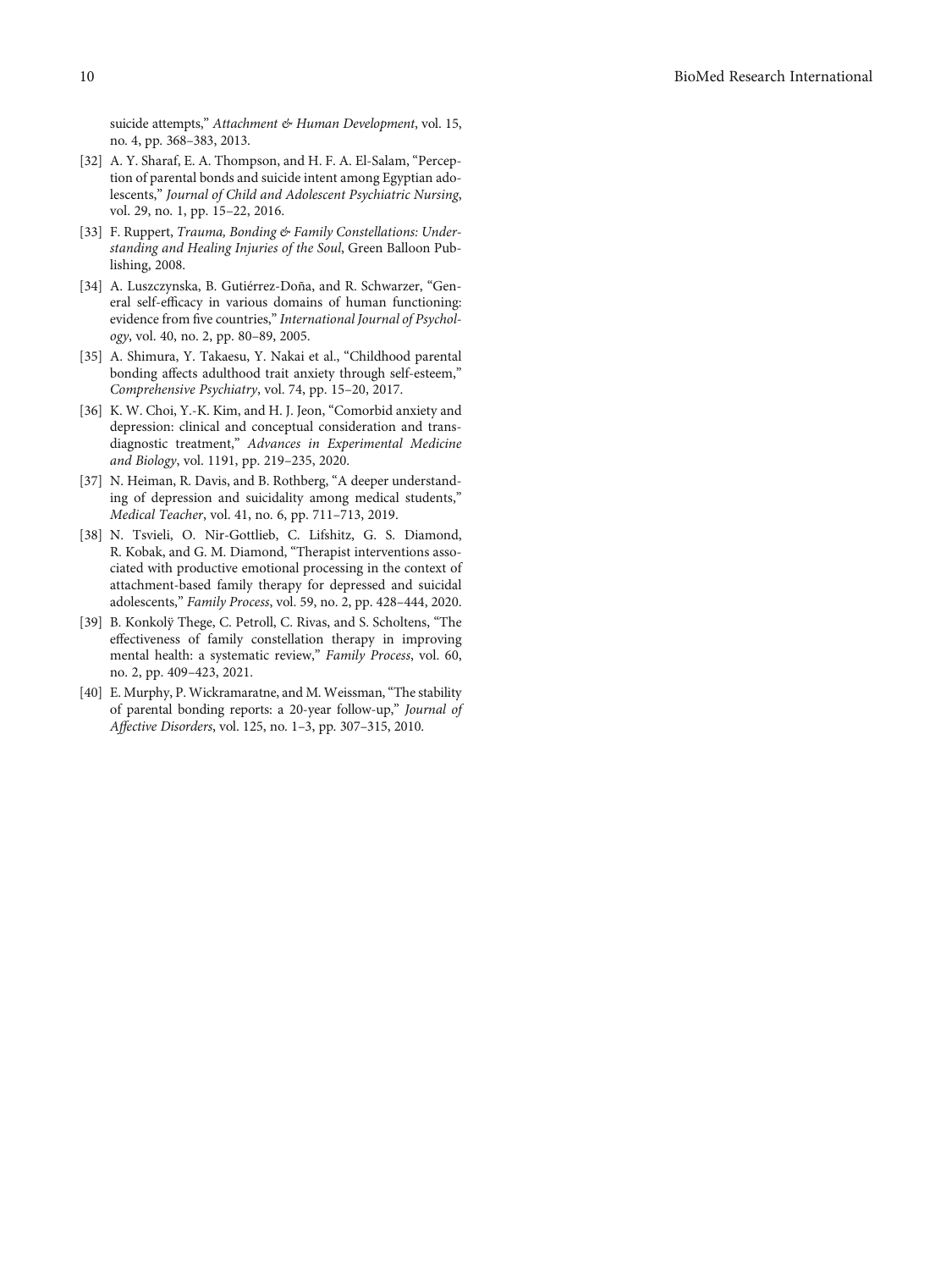suicide attempts," *Attachment & Human Development*, vol. 15, no. 4, pp. 368–383, 2013.

[32] A. Y. Sharaf, E. A. Thompson, and H. F. A. El-Salam, "Perception of parental bonds and suicide intent among Egyptian adolescents," *Journal of Child and Adolescent Psychiatric Nursing*, vol. 29, no. 1, pp. 15–22, 2016.

[33] F. Ruppert, *Trauma, Bonding & Family Constellations: Understanding and Healing Injuries of the Soul*, Green Balloon Publishing, 2008.

[34] A. Luszczynska, B. Gutiérrez-Doña, and R. Schwarzer, "General self-efficacy in various domains of human functioning: evidence from five countries," *International Journal of Psychology*, vol. 40, no. 2, pp. 80–89, 2005.

[35] A. Shimura, Y. Takaesu, Y. Nakai et al., "Childhood parental bonding affects adulthood trait anxiety through self-esteem," *Comprehensive Psychiatry*, vol. 74, pp. 15–20, 2017.

[36] K. W. Choi, Y.-K. Kim, and H. J. Jeon, "Comorbid anxiety and depression: clinical and conceptual consideration and transdiagnostic treatment," *Advances in Experimental Medicine and Biology*, vol. 1191, pp. 219–235, 2020.

[37] N. Heiman, R. Davis, and B. Rothberg, "A deeper understanding of depression and suicidality among medical students," *Medical Teacher*, vol. 41, no. 6, pp. 711–713, 2019.

[38] N. Tsvieli, O. Nir-Gottlieb, C. Lifshitz, G. S. Diamond, R. Kobak, and G. M. Diamond, "Therapist interventions associated with productive emotional processing in the context of attachment-based family therapy for depressed and suicidal adolescents," *Family Process*, vol. 59, no. 2, pp. 428–444, 2020.

[39] B. Konkolÿ Thege, C. Petroll, C. Rivas, and S. Scholtens, "The effectiveness of family constellation therapy in improving mental health: a systematic review," *Family Process*, vol. 60, no. 2, pp. 409–423, 2021.

[40] E. Murphy, P. Wickramaratne, and M. Weissman, "The stability of parental bonding reports: a 20-year follow-up," *Journal of Affective Disorders*, vol. 125, no. 1–3, pp. 307–315, 2010.